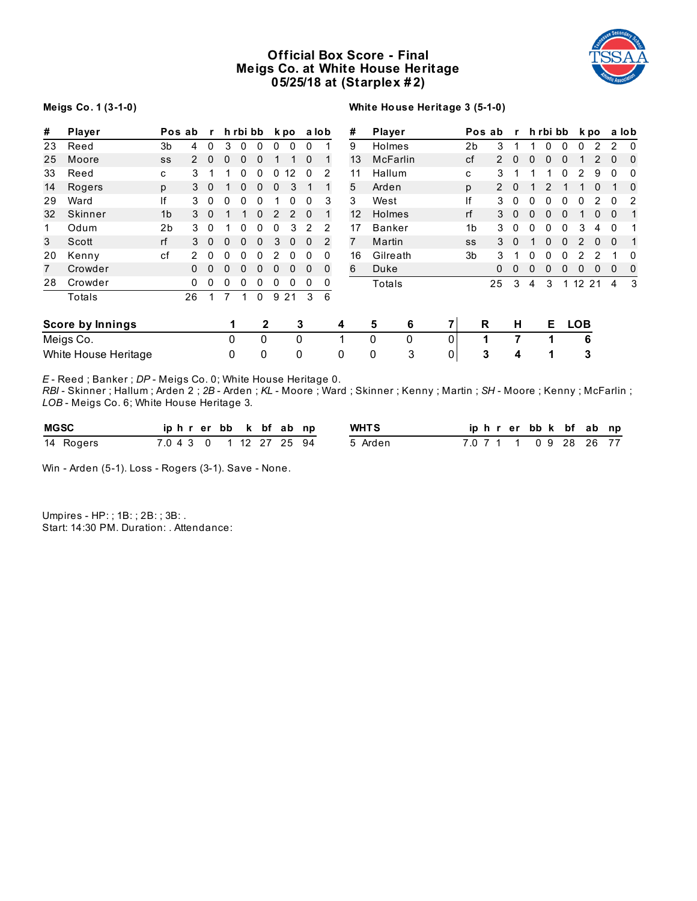# Official Box Score - Final
## Meigs Co. at White House Heritage
## 05/25/18 at (Starplex #2)

**Meigs Co. 1 (3-1-0)**

| # | Player | Pos | ab | r | h | rbi | bb | k | po | a | lob |
|---|---|---|---|---|---|---|---|---|---|---|---|
| 23 | Reed | 3b | 4 | 0 | 3 | 0 | 0 | 0 | 0 | 0 | 1 |
| 25 | Moore | ss | 2 | 0 | 0 | 0 | 0 | 1 | 1 | 0 | 1 |
| 33 | Reed | c | 3 | 1 | 1 | 0 | 0 | 0 | 12 | 0 | 2 |
| 14 | Rogers | p | 3 | 0 | 1 | 0 | 0 | 0 | 3 | 1 | 1 |
| 29 | Ward | lf | 3 | 0 | 0 | 0 | 0 | 1 | 0 | 0 | 3 |
| 32 | Skinner | 1b | 3 | 0 | 1 | 1 | 0 | 2 | 2 | 0 | 1 |
| 1 | Odum | 2b | 3 | 0 | 1 | 0 | 0 | 0 | 3 | 2 | 2 |
| 3 | Scott | rf | 3 | 0 | 0 | 0 | 0 | 3 | 0 | 0 | 2 |
| 20 | Kenny | cf | 2 | 0 | 0 | 0 | 0 | 2 | 0 | 0 | 0 |
| 7 | Crowder | | 0 | 0 | 0 | 0 | 0 | 0 | 0 | 0 | 0 |
| 28 | Crowder | | 0 | 0 | 0 | 0 | 0 | 0 | 0 | 0 | 0 |
| | Totals | | 26 | 1 | 7 | 1 | 0 | 9 | 21 | 3 | 6 |

**White House Heritage 3 (5-1-0)**

| # | Player | Pos | ab | r | h | rbi | bb | k | po | a | lob |
|---|---|---|---|---|---|---|---|---|---|---|---|
| 9 | Holmes | 2b | 3 | 1 | 1 | 0 | 0 | 0 | 2 | 2 | 0 |
| 13 | McFarlin | cf | 2 | 0 | 0 | 0 | 0 | 1 | 2 | 0 | 0 |
| 11 | Hallum | c | 3 | 1 | 1 | 1 | 0 | 2 | 9 | 0 | 0 |
| 5 | Arden | p | 2 | 0 | 1 | 2 | 1 | 1 | 0 | 1 | 0 |
| 3 | West | lf | 3 | 0 | 0 | 0 | 0 | 0 | 2 | 0 | 2 |
| 12 | Holmes | rf | 3 | 0 | 0 | 0 | 0 | 1 | 0 | 0 | 1 |
| 17 | Banker | 1b | 3 | 0 | 0 | 0 | 0 | 3 | 4 | 0 | 1 |
| 7 | Martin | ss | 3 | 0 | 1 | 0 | 0 | 2 | 0 | 0 | 1 |
| 16 | Gilreath | 3b | 3 | 1 | 0 | 0 | 0 | 2 | 2 | 1 | 0 |
| 6 | Duke | | 0 | 0 | 0 | 0 | 0 | 0 | 0 | 0 | 0 |
| | Totals | | 25 | 3 | 4 | 3 | 1 | 12 | 21 | 4 | 3 |

| Score by Innings | 1 | 2 | 3 | 4 | 5 | 6 | 7 | R | H | E | LOB |
|---|---|---|---|---|---|---|---|---|---|---|---|
| Meigs Co. | 0 | 0 | 0 | 1 | 0 | 0 | 0 | 1 | 7 | 1 | 6 |
| White House Heritage | 0 | 0 | 0 | 0 | 0 | 3 | 0 | 3 | 4 | 1 | 3 |

*E* - Reed ; Banker ; *DP* - Meigs Co. 0; White House Heritage 0.
*RBI* - Skinner ; Hallum ; Arden 2 ; *2B* - Arden ; *KL* - Moore ; Ward ; Skinner ; Kenny ; Martin ; *SH* - Moore ; Kenny ; McFarlin ;
*LOB* - Meigs Co. 6; White House Heritage 3.

| MGSC | ip | h | r | er | bb | k | bf | ab | np |
|---|---|---|---|---|---|---|---|---|---|
| 14 Rogers | 7.0 | 4 | 3 | 0 | 1 | 12 | 27 | 25 | 94 |

| WHTS | ip | h | r | er | bb | k | bf | ab | np |
|---|---|---|---|---|---|---|---|---|---|
| 5 Arden | 7.0 | 7 | 1 | 1 | 0 | 9 | 28 | 26 | 77 |

Win - Arden (5-1). Loss - Rogers (3-1). Save - None.

Umpires - HP: ; 1B: ; 2B: ; 3B: .
Start: 14:30 PM. Duration: . Attendance: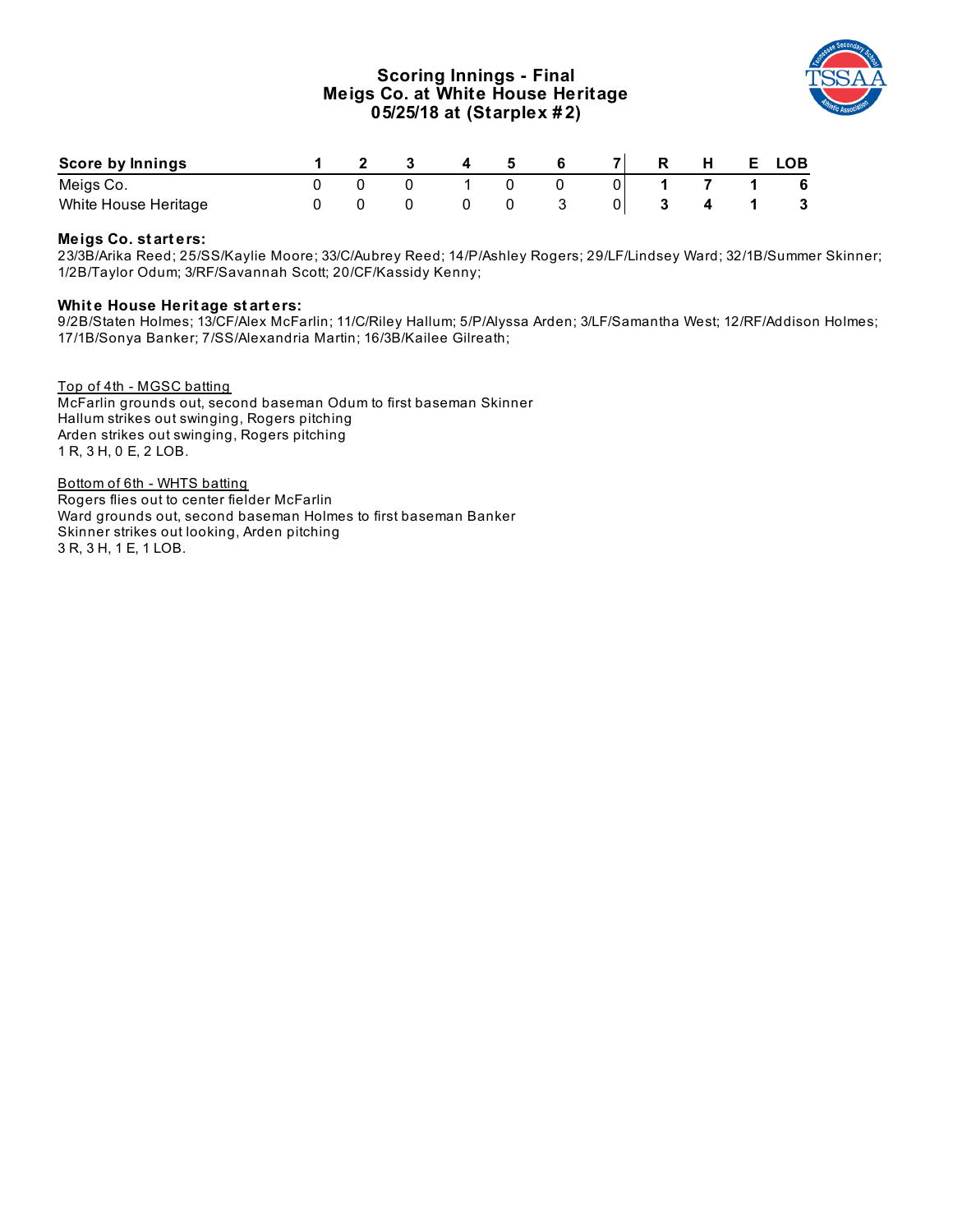# Scoring Innings - Final
## Meigs Co. at White House Heritage
### 05/25/18 at (Starplex #2)

| Score by Innings | 1 | 2 | 3 | 4 | 5 | 6 | 7 | R | H | E | LOB |
|---|---|---|---|---|---|---|---|---|---|---|---|
| Meigs Co. | 0 | 0 | 0 | 1 | 0 | 0 | 0 | **1** | **7** | **1** | **6** |
| White House Heritage | 0 | 0 | 0 | 0 | 0 | 3 | 0 | **3** | **4** | **1** | **3** |

**Meigs Co. starters:**
23/3B/Arika Reed; 25/SS/Kaylie Moore; 33/C/Aubrey Reed; 14/P/Ashley Rogers; 29/LF/Lindsey Ward; 32/1B/Summer Skinner; 1/2B/Taylor Odum; 3/RF/Savannah Scott; 20/CF/Kassidy Kenny;

**White House Heritage starters:**
9/2B/Staten Holmes; 13/CF/Alex McFarlin; 11/C/Riley Hallum; 5/P/Alyssa Arden; 3/LF/Samantha West; 12/RF/Addison Holmes; 17/1B/Sonya Banker; 7/SS/Alexandria Martin; 16/3B/Kailee Gilreath;

Top of 4th - MGSC batting
McFarlin grounds out, second baseman Odum to first baseman Skinner
Hallum strikes out swinging, Rogers pitching
Arden strikes out swinging, Rogers pitching
1 R, 3 H, 0 E, 2 LOB.

Bottom of 6th - WHTS batting
Rogers flies out to center fielder McFarlin
Ward grounds out, second baseman Holmes to first baseman Banker
Skinner strikes out looking, Arden pitching
3 R, 3 H, 1 E, 1 LOB.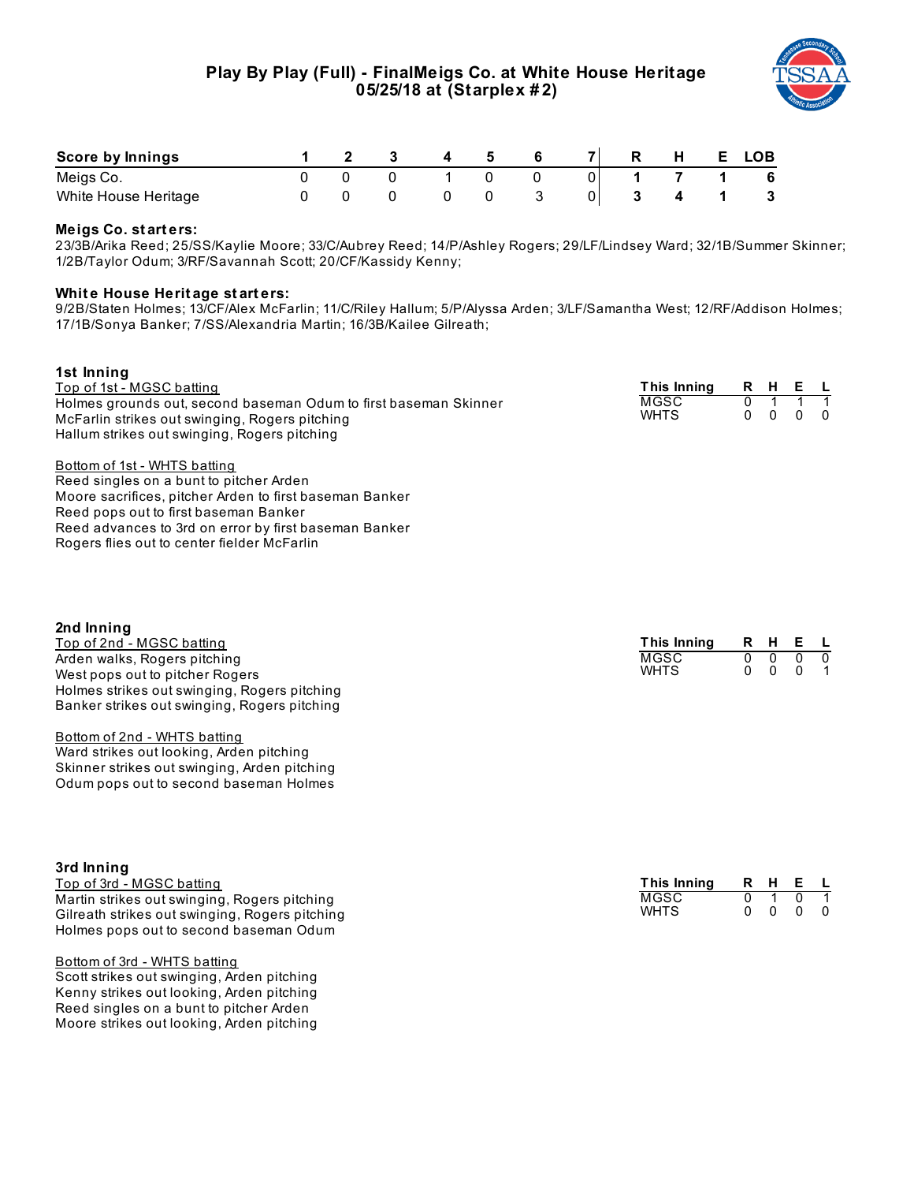## Play By Play (Full) - FinalMeigs Co. at White House Heritage
## 05/25/18 at (Starplex #2)

| Score by Innings | 1 | 2 | 3 | 4 | 5 | 6 | 7 | R | H | E | LOB |
|---|---|---|---|---|---|---|---|---|---|---|---|
| Meigs Co. | 0 | 0 | 0 | 1 | 0 | 0 | 0 | 1 | 7 | 1 | 6 |
| White House Heritage | 0 | 0 | 0 | 0 | 0 | 3 | 0 | 3 | 4 | 1 | 3 |

**Meigs Co. starters:**
23/3B/Arika Reed; 25/SS/Kaylie Moore; 33/C/Aubrey Reed; 14/P/Ashley Rogers; 29/LF/Lindsey Ward; 32/1B/Summer Skinner; 1/2B/Taylor Odum; 3/RF/Savannah Scott; 20/CF/Kassidy Kenny;

**White House Heritage starters:**
9/2B/Staten Holmes; 13/CF/Alex McFarlin; 11/C/Riley Hallum; 5/P/Alyssa Arden; 3/LF/Samantha West; 12/RF/Addison Holmes; 17/1B/Sonya Banker; 7/SS/Alexandria Martin; 16/3B/Kailee Gilreath;

### 1st Inning

Top of 1st - MGSC batting
Holmes grounds out, second baseman Odum to first baseman Skinner
McFarlin strikes out swinging, Rogers pitching
Hallum strikes out swinging, Rogers pitching

Bottom of 1st - WHTS batting
Reed singles on a bunt to pitcher Arden
Moore sacrifices, pitcher Arden to first baseman Banker
Reed pops out to first baseman Banker
Reed advances to 3rd on error by first baseman Banker
Rogers flies out to center fielder McFarlin

| This Inning | R | H | E | L |
|---|---|---|---|---|
| MGSC | 0 | 1 | 1 | 1 |
| WHTS | 0 | 0 | 0 | 0 |

### 2nd Inning

Top of 2nd - MGSC batting
Arden walks, Rogers pitching
West pops out to pitcher Rogers
Holmes strikes out swinging, Rogers pitching
Banker strikes out swinging, Rogers pitching

Bottom of 2nd - WHTS batting
Ward strikes out looking, Arden pitching
Skinner strikes out swinging, Arden pitching
Odum pops out to second baseman Holmes

| This Inning | R | H | E | L |
|---|---|---|---|---|
| MGSC | 0 | 0 | 0 | 0 |
| WHTS | 0 | 0 | 0 | 1 |

### 3rd Inning

Top of 3rd - MGSC batting
Martin strikes out swinging, Rogers pitching
Gilreath strikes out swinging, Rogers pitching
Holmes pops out to second baseman Odum

Bottom of 3rd - WHTS batting
Scott strikes out swinging, Arden pitching
Kenny strikes out looking, Arden pitching
Reed singles on a bunt to pitcher Arden
Moore strikes out looking, Arden pitching

| This Inning | R | H | E | L |
|---|---|---|---|---|
| MGSC | 0 | 1 | 0 | 1 |
| WHTS | 0 | 0 | 0 | 0 |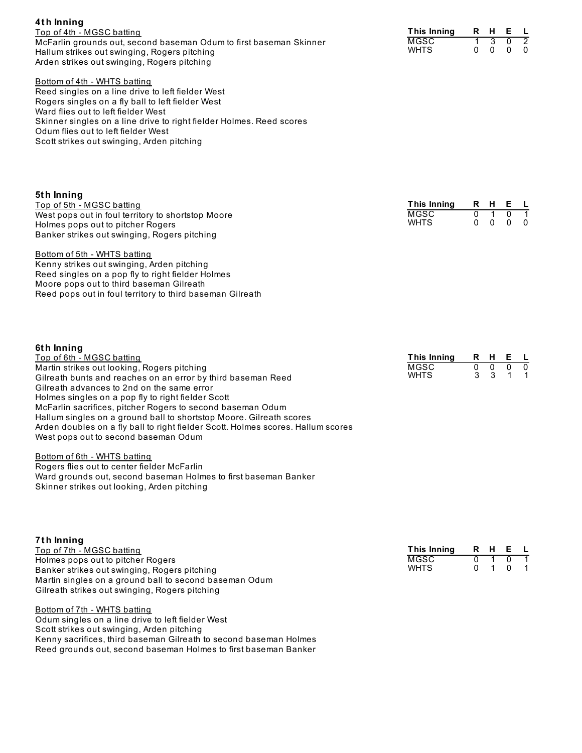## 4th Inning

Top of 4th - MGSC batting

McFarlin grounds out, second baseman Odum to first baseman Skinner
Hallum strikes out swinging, Rogers pitching
Arden strikes out swinging, Rogers pitching

| This Inning | R | H | E | L |
|---|---|---|---|---|
| MGSC | 1 | 3 | 0 | 2 |
| WHTS | 0 | 0 | 0 | 0 |

Bottom of 4th - WHTS batting

Reed singles on a line drive to left fielder West
Rogers singles on a fly ball to left fielder West
Ward flies out to left fielder West
Skinner singles on a line drive to right fielder Holmes. Reed scores
Odum flies out to left fielder West
Scott strikes out swinging, Arden pitching

## 5th Inning

Top of 5th - MGSC batting

West pops out in foul territory to shortstop Moore
Holmes pops out to pitcher Rogers
Banker strikes out swinging, Rogers pitching

| This Inning | R | H | E | L |
|---|---|---|---|---|
| MGSC | 0 | 1 | 0 | 1 |
| WHTS | 0 | 0 | 0 | 0 |

Bottom of 5th - WHTS batting

Kenny strikes out swinging, Arden pitching
Reed singles on a pop fly to right fielder Holmes
Moore pops out to third baseman Gilreath
Reed pops out in foul territory to third baseman Gilreath

## 6th Inning

Top of 6th - MGSC batting

Martin strikes out looking, Rogers pitching
Gilreath bunts and reaches on an error by third baseman Reed
Gilreath advances to 2nd on the same error
Holmes singles on a pop fly to right fielder Scott
McFarlin sacrifices, pitcher Rogers to second baseman Odum
Hallum singles on a ground ball to shortstop Moore. Gilreath scores
Arden doubles on a fly ball to right fielder Scott. Holmes scores. Hallum scores
West pops out to second baseman Odum

| This Inning | R | H | E | L |
|---|---|---|---|---|
| MGSC | 0 | 0 | 0 | 0 |
| WHTS | 3 | 3 | 1 | 1 |

Bottom of 6th - WHTS batting

Rogers flies out to center fielder McFarlin
Ward grounds out, second baseman Holmes to first baseman Banker
Skinner strikes out looking, Arden pitching

## 7th Inning

Top of 7th - MGSC batting

Holmes pops out to pitcher Rogers
Banker strikes out swinging, Rogers pitching
Martin singles on a ground ball to second baseman Odum
Gilreath strikes out swinging, Rogers pitching

| This Inning | R | H | E | L |
|---|---|---|---|---|
| MGSC | 0 | 1 | 0 | 1 |
| WHTS | 0 | 1 | 0 | 1 |

Bottom of 7th - WHTS batting

Odum singles on a line drive to left fielder West
Scott strikes out swinging, Arden pitching
Kenny sacrifices, third baseman Gilreath to second baseman Holmes
Reed grounds out, second baseman Holmes to first baseman Banker